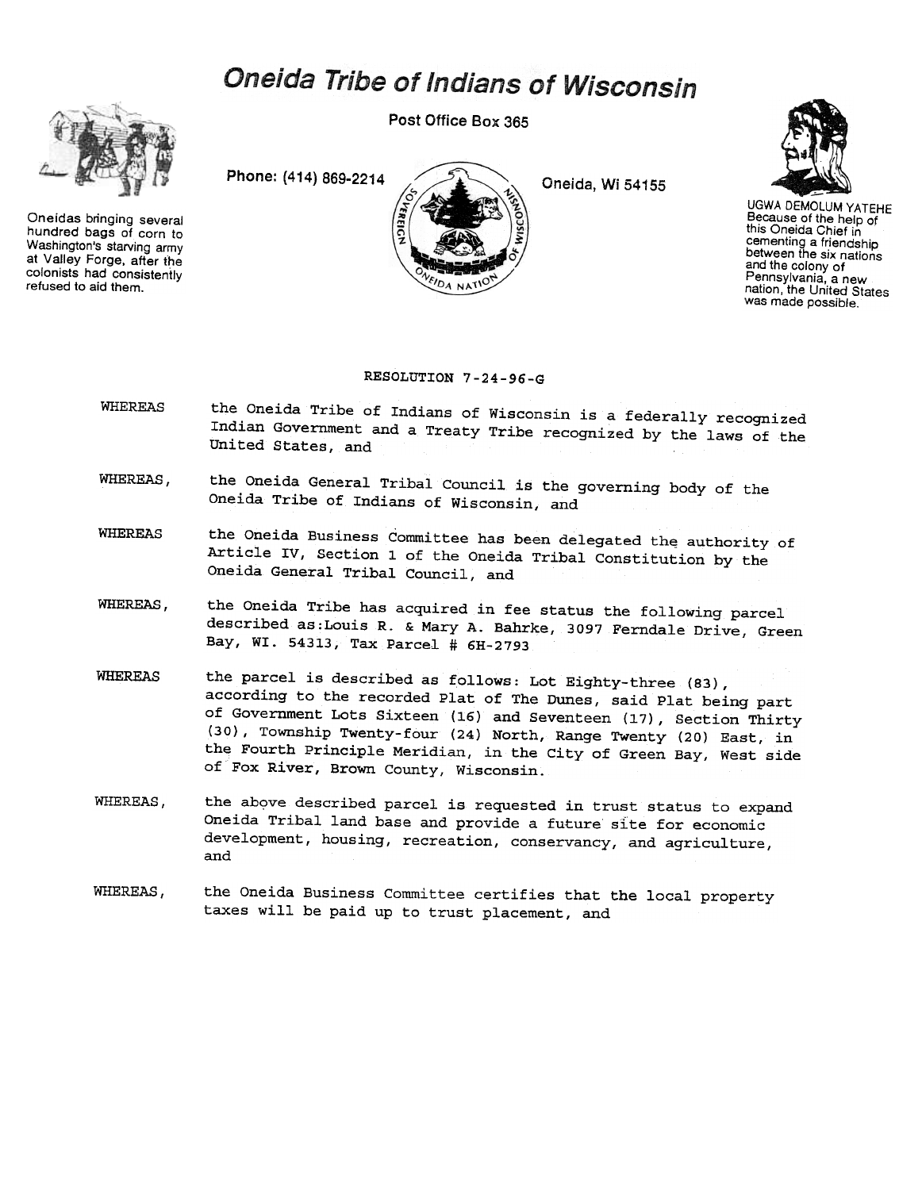# Oneida Tribe of Indians of Wisconsin

Post Office Box 365

Phone: (414) 869-2214

Oneida, Wi 54155

Oneidas bringing several hundred bags of corn to Washington's starving army at Valley Forge, after the colonists had consistently refused to aid them.

UGWA DEMOLUM YATEHE
Because of the help of this Oneida Chief in cementing a friendship between the six nations and the colony of Pennsylvania, a new nation, the United States was made possible.

RESOLUTION 7-24-96-G

WHEREAS the Oneida Tribe of Indians of Wisconsin is a federally recognized Indian Government and a Treaty Tribe recognized by the laws of the United States, and

WHEREAS, the Oneida General Tribal Council is the governing body of the Oneida Tribe of Indians of Wisconsin, and

WHEREAS the Oneida Business Committee has been delegated the authority of Article IV, Section 1 of the Oneida Tribal Constitution by the Oneida General Tribal Council, and

WHEREAS, the Oneida Tribe has acquired in fee status the following parcel described as:Louis R. & Mary A. Bahrke, 3097 Ferndale Drive, Green Bay, WI. 54313, Tax Parcel # 6H-2793

WHEREAS the parcel is described as follows: Lot Eighty-three (83), according to the recorded Plat of The Dunes, said Plat being part of Government Lots Sixteen (16) and Seventeen (17), Section Thirty (30), Township Twenty-four (24) North, Range Twenty (20) East, in the Fourth Principle Meridian, in the City of Green Bay, West side of Fox River, Brown County, Wisconsin.

WHEREAS, the above described parcel is requested in trust status to expand Oneida Tribal land base and provide a future site for economic development, housing, recreation, conservancy, and agriculture, and

WHEREAS, the Oneida Business Committee certifies that the local property taxes will be paid up to trust placement, and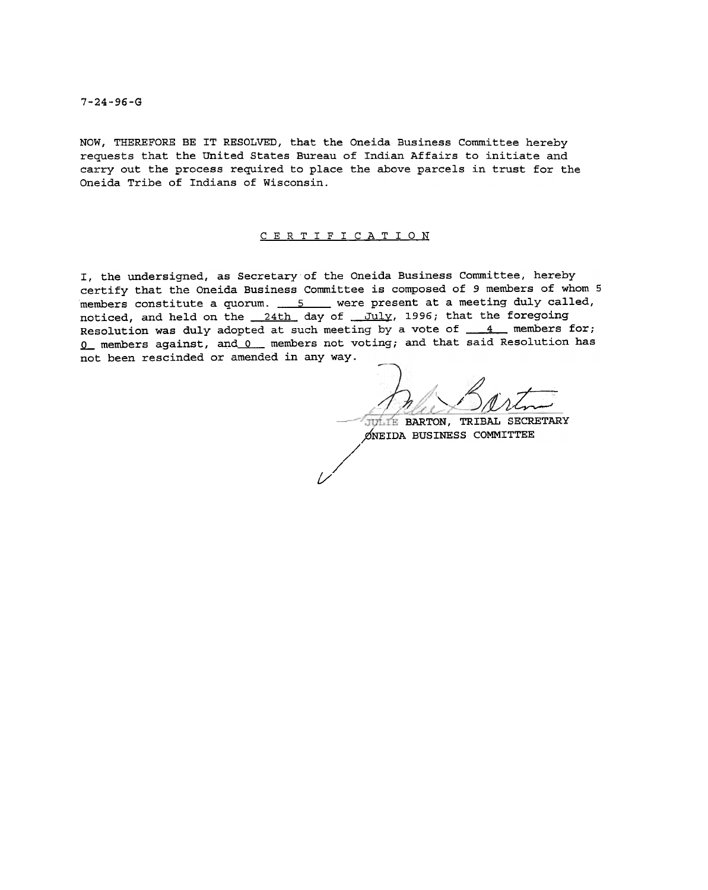7-24-96-G

NOW, THEREFORE BE IT RESOLVED, that the Oneida Business Committee hereby requests that the United States Bureau of Indian Affairs to initiate and carry out the process required to place the above parcels in trust for the Oneida Tribe of Indians of Wisconsin.

## CERTIFICATION

I, the undersigned, as Secretary of the Oneida Business Committee, hereby certify that the Oneida Business Committee is composed of 9 members of whom 5 members constitute a quorum. 5 were present at a meeting duly called, noticed, and held on the 24th day of July, 1996; that the foregoing Resolution was duly adopted at such meeting by a vote of 4 members for; 0 members against, and 0 members not voting; and that said Resolution has not been rescinded or amended in any way.

JULIE BARTON, TRIBAL SECRETARY
ONEIDA BUSINESS COMMITTEE